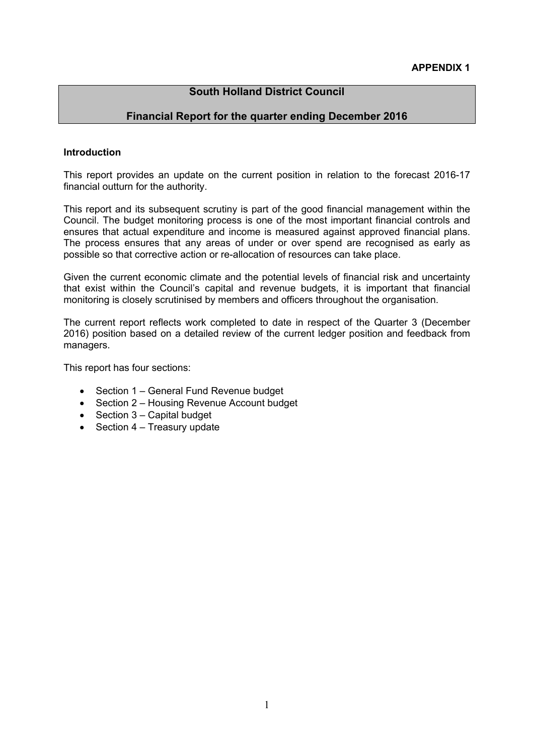**APPENDIX 1**

# South Holland District Council

## Financial Report for the quarter ending December 2016

**Introduction**

This report provides an update on the current position in relation to the forecast 2016-17 financial outturn for the authority.

This report and its subsequent scrutiny is part of the good financial management within the Council. The budget monitoring process is one of the most important financial controls and ensures that actual expenditure and income is measured against approved financial plans. The process ensures that any areas of under or over spend are recognised as early as possible so that corrective action or re-allocation of resources can take place.

Given the current economic climate and the potential levels of financial risk and uncertainty that exist within the Council's capital and revenue budgets, it is important that financial monitoring is closely scrutinised by members and officers throughout the organisation.

The current report reflects work completed to date in respect of the Quarter 3 (December 2016) position based on a detailed review of the current ledger position and feedback from managers.

This report has four sections:

- Section 1 – General Fund Revenue budget
- Section 2 – Housing Revenue Account budget
- Section 3 – Capital budget
- Section 4 – Treasury update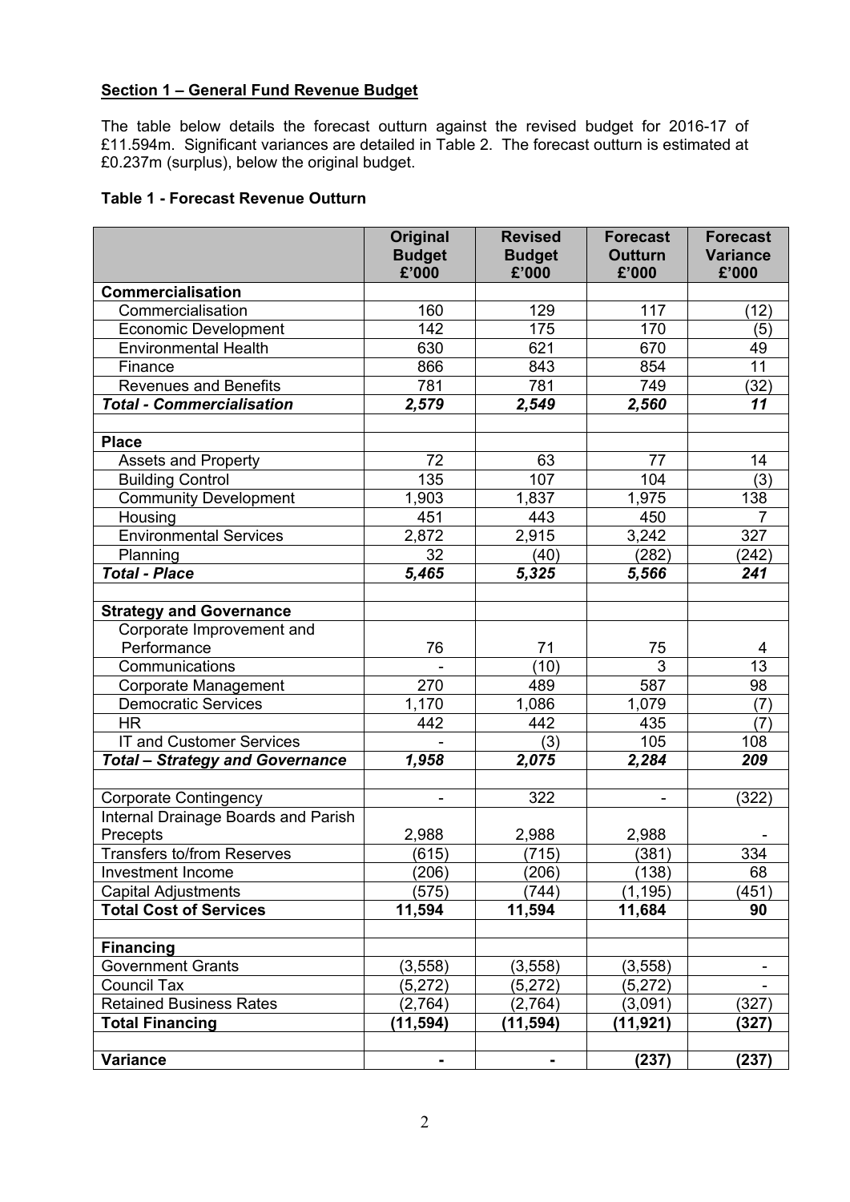**Section 1 – General Fund Revenue Budget**

The table below details the forecast outturn against the revised budget for 2016-17 of £11.594m. Significant variances are detailed in Table 2. The forecast outturn is estimated at £0.237m (surplus), below the original budget.

**Table 1 - Forecast Revenue Outturn**

| | Original Budget £'000 | Revised Budget £'000 | Forecast Outturn £'000 | Forecast Variance £'000 |
|---|---|---|---|---|
| **Commercialisation** | | | | |
| Commercialisation | 160 | 129 | 117 | (12) |
| Economic Development | 142 | 175 | 170 | (5) |
| Environmental Health | 630 | 621 | 670 | 49 |
| Finance | 866 | 843 | 854 | 11 |
| Revenues and Benefits | 781 | 781 | 749 | (32) |
| ***Total - Commercialisation*** | ***2,579*** | ***2,549*** | ***2,560*** | ***11*** |
| | | | | |
| **Place** | | | | |
| Assets and Property | 72 | 63 | 77 | 14 |
| Building Control | 135 | 107 | 104 | (3) |
| Community Development | 1,903 | 1,837 | 1,975 | 138 |
| Housing | 451 | 443 | 450 | 7 |
| Environmental Services | 2,872 | 2,915 | 3,242 | 327 |
| Planning | 32 | (40) | (282) | (242) |
| ***Total - Place*** | ***5,465*** | ***5,325*** | ***5,566*** | ***241*** |
| | | | | |
| **Strategy and Governance** | | | | |
| Corporate Improvement and Performance | 76 | 71 | 75 | 4 |
| Communications | - | (10) | 3 | 13 |
| Corporate Management | 270 | 489 | 587 | 98 |
| Democratic Services | 1,170 | 1,086 | 1,079 | (7) |
| HR | 442 | 442 | 435 | (7) |
| IT and Customer Services | - | (3) | 105 | 108 |
| ***Total – Strategy and Governance*** | ***1,958*** | ***2,075*** | ***2,284*** | ***209*** |
| | | | | |
| Corporate Contingency | - | 322 | - | (322) |
| Internal Drainage Boards and Parish Precepts | 2,988 | 2,988 | 2,988 | - |
| Transfers to/from Reserves | (615) | (715) | (381) | 334 |
| Investment Income | (206) | (206) | (138) | 68 |
| Capital Adjustments | (575) | (744) | (1,195) | (451) |
| **Total Cost of Services** | **11,594** | **11,594** | **11,684** | **90** |
| | | | | |
| **Financing** | | | | |
| Government Grants | (3,558) | (3,558) | (3,558) | - |
| Council Tax | (5,272) | (5,272) | (5,272) | - |
| Retained Business Rates | (2,764) | (2,764) | (3,091) | (327) |
| **Total Financing** | **(11,594)** | **(11,594)** | **(11,921)** | **(327)** |
| | | | | |
| **Variance** | **-** | **-** | **(237)** | **(237)** |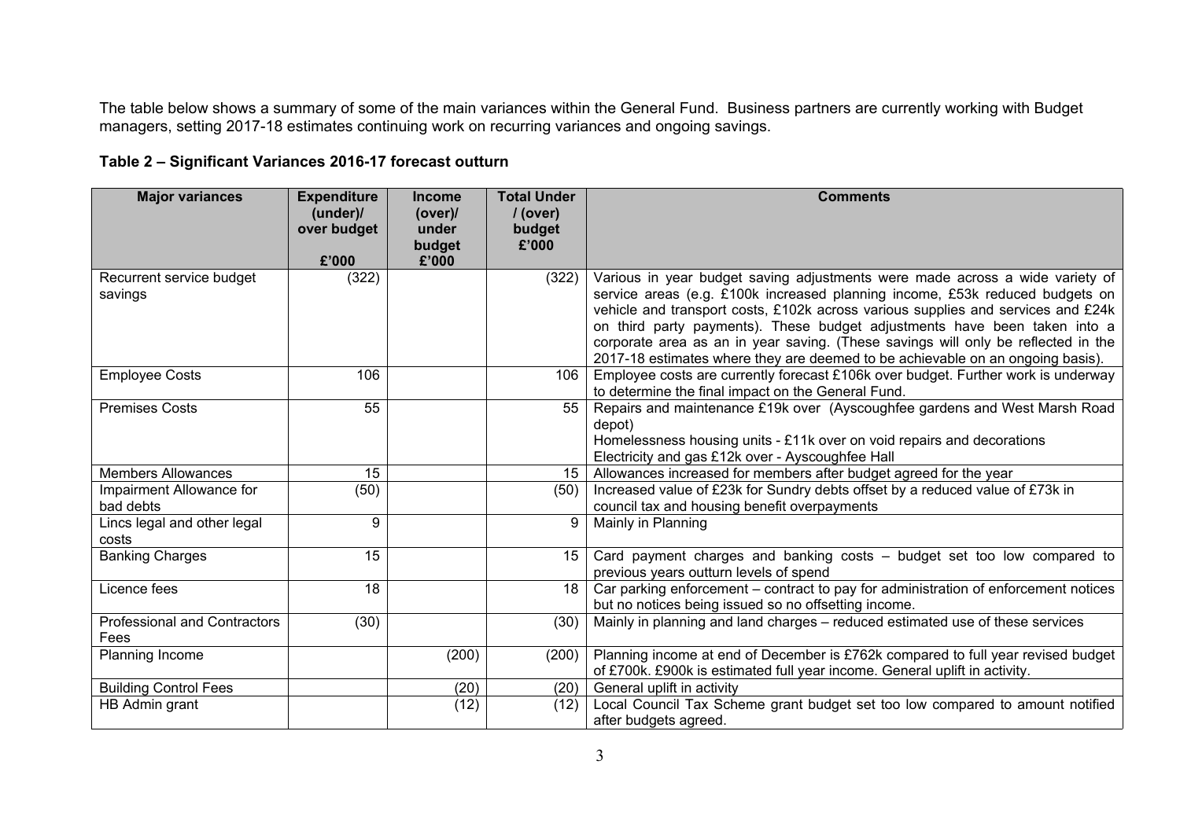The table below shows a summary of some of the main variances within the General Fund. Business partners are currently working with Budget managers, setting 2017-18 estimates continuing work on recurring variances and ongoing savings.

**Table 2 – Significant Variances 2016-17 forecast outturn**

| Major variances | Expenditure (under)/ over budget £'000 | Income (over)/ under budget £'000 | Total Under / (over) budget £'000 | Comments |
|---|---|---|---|---|
| Recurrent service budget savings | (322) | | (322) | Various in year budget saving adjustments were made across a wide variety of service areas (e.g. £100k increased planning income, £53k reduced budgets on vehicle and transport costs, £102k across various supplies and services and £24k on third party payments). These budget adjustments have been taken into a corporate area as an in year saving. (These savings will only be reflected in the 2017-18 estimates where they are deemed to be achievable on an ongoing basis). |
| Employee Costs | 106 | | 106 | Employee costs are currently forecast £106k over budget. Further work is underway to determine the final impact on the General Fund. |
| Premises Costs | 55 | | 55 | Repairs and maintenance £19k over (Ayscoughfee gardens and West Marsh Road depot)<br>Homelessness housing units - £11k over on void repairs and decorations<br>Electricity and gas £12k over - Ayscoughfee Hall |
| Members Allowances | 15 | | 15 | Allowances increased for members after budget agreed for the year |
| Impairment Allowance for bad debts | (50) | | (50) | Increased value of £23k for Sundry debts offset by a reduced value of £73k in council tax and housing benefit overpayments |
| Lincs legal and other legal costs | 9 | | 9 | Mainly in Planning |
| Banking Charges | 15 | | 15 | Card payment charges and banking costs – budget set too low compared to previous years outturn levels of spend |
| Licence fees | 18 | | 18 | Car parking enforcement – contract to pay for administration of enforcement notices but no notices being issued so no offsetting income. |
| Professional and Contractors Fees | (30) | | (30) | Mainly in planning and land charges – reduced estimated use of these services |
| Planning Income | | (200) | (200) | Planning income at end of December is £762k compared to full year revised budget of £700k. £900k is estimated full year income. General uplift in activity. |
| Building Control Fees | | (20) | (20) | General uplift in activity |
| HB Admin grant | | (12) | (12) | Local Council Tax Scheme grant budget set too low compared to amount notified after budgets agreed. |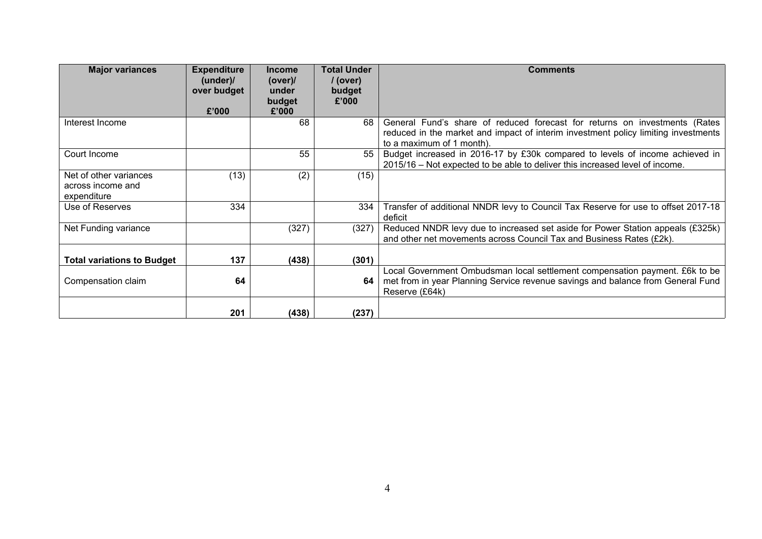| Major variances | Expenditure (under)/ over budget £'000 | Income (over)/ under budget £'000 | Total Under / (over) budget £'000 | Comments |
|---|---|---|---|---|
| Interest Income | | 68 | 68 | General Fund's share of reduced forecast for returns on investments (Rates reduced in the market and impact of interim investment policy limiting investments to a maximum of 1 month). |
| Court Income | | 55 | 55 | Budget increased in 2016-17 by £30k compared to levels of income achieved in 2015/16 – Not expected to be able to deliver this increased level of income. |
| Net of other variances across income and expenditure | (13) | (2) | (15) | |
| Use of Reserves | 334 | | 334 | Transfer of additional NNDR levy to Council Tax Reserve for use to offset 2017-18 deficit |
| Net Funding variance | | (327) | (327) | Reduced NNDR levy due to increased set aside for Power Station appeals (£325k) and other net movements across Council Tax and Business Rates (£2k). |
| **Total variations to Budget** | **137** | **(438)** | **(301)** | |
| Compensation claim | **64** | | **64** | Local Government Ombudsman local settlement compensation payment. £6k to be met from in year Planning Service revenue savings and balance from General Fund Reserve (£64k) |
| | **201** | **(438)** | **(237)** | |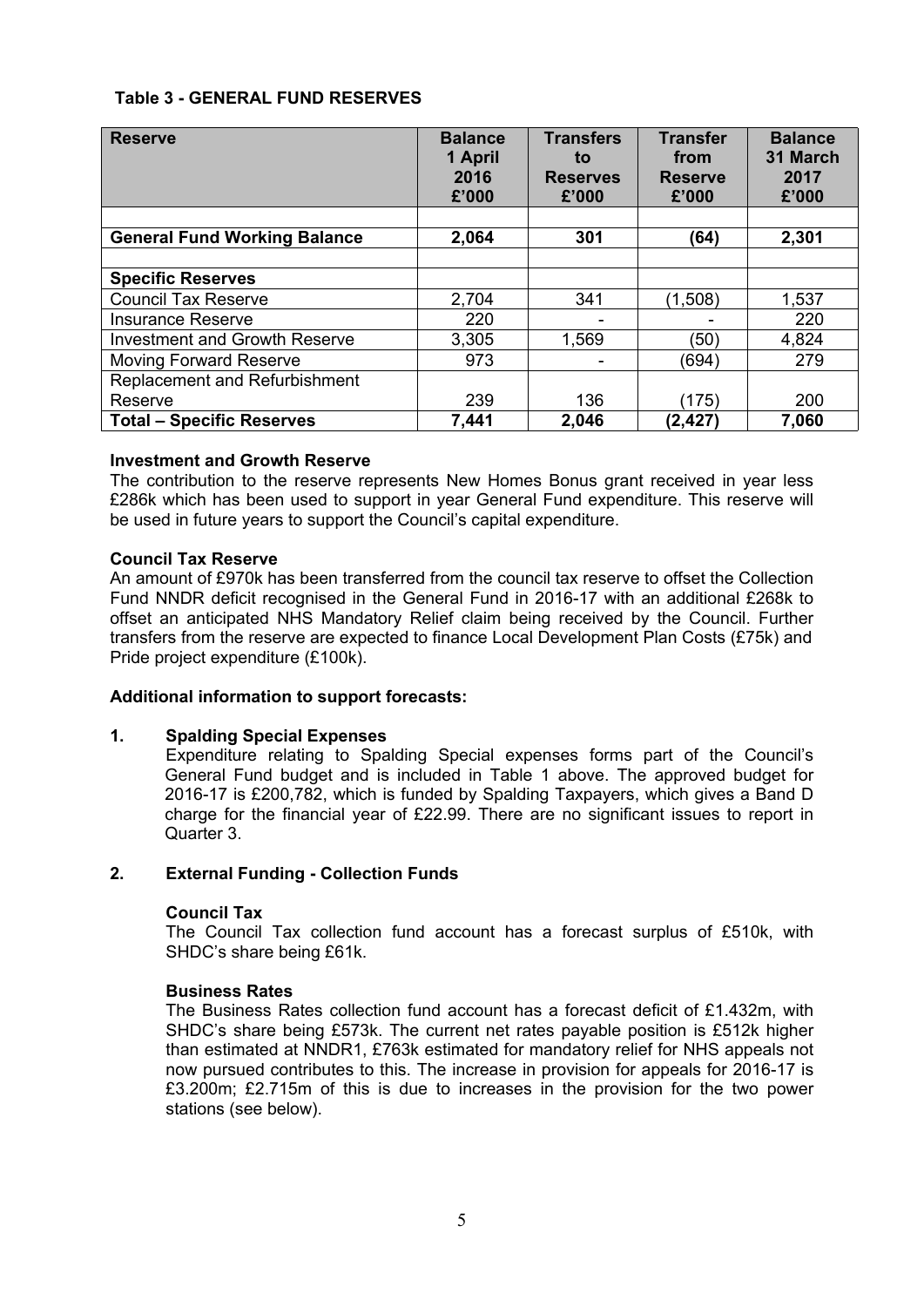**Table 3 - GENERAL FUND RESERVES**

| Reserve | Balance 1 April 2016 £'000 | Transfers to Reserves £'000 | Transfer from Reserve £'000 | Balance 31 March 2017 £'000 |
|---|---|---|---|---|
| | | | | |
| **General Fund Working Balance** | **2,064** | **301** | **(64)** | **2,301** |
| | | | | |
| **Specific Reserves** | | | | |
| Council Tax Reserve | 2,704 | 341 | (1,508) | 1,537 |
| Insurance Reserve | 220 | - | - | 220 |
| Investment and Growth Reserve | 3,305 | 1,569 | (50) | 4,824 |
| Moving Forward Reserve | 973 | - | (694) | 279 |
| Replacement and Refurbishment Reserve | 239 | 136 | (175) | 200 |
| **Total – Specific Reserves** | **7,441** | **2,046** | **(2,427)** | **7,060** |

**Investment and Growth Reserve**

The contribution to the reserve represents New Homes Bonus grant received in year less £286k which has been used to support in year General Fund expenditure. This reserve will be used in future years to support the Council's capital expenditure.

**Council Tax Reserve**

An amount of £970k has been transferred from the council tax reserve to offset the Collection Fund NNDR deficit recognised in the General Fund in 2016-17 with an additional £268k to offset an anticipated NHS Mandatory Relief claim being received by the Council. Further transfers from the reserve are expected to finance Local Development Plan Costs (£75k) and Pride project expenditure (£100k).

**Additional information to support forecasts:**

**1. Spalding Special Expenses**

Expenditure relating to Spalding Special expenses forms part of the Council's General Fund budget and is included in Table 1 above. The approved budget for 2016-17 is £200,782, which is funded by Spalding Taxpayers, which gives a Band D charge for the financial year of £22.99. There are no significant issues to report in Quarter 3.

**2. External Funding - Collection Funds**

**Council Tax**

The Council Tax collection fund account has a forecast surplus of £510k, with SHDC's share being £61k.

**Business Rates**

The Business Rates collection fund account has a forecast deficit of £1.432m, with SHDC's share being £573k. The current net rates payable position is £512k higher than estimated at NNDR1, £763k estimated for mandatory relief for NHS appeals not now pursued contributes to this. The increase in provision for appeals for 2016-17 is £3.200m; £2.715m of this is due to increases in the provision for the two power stations (see below).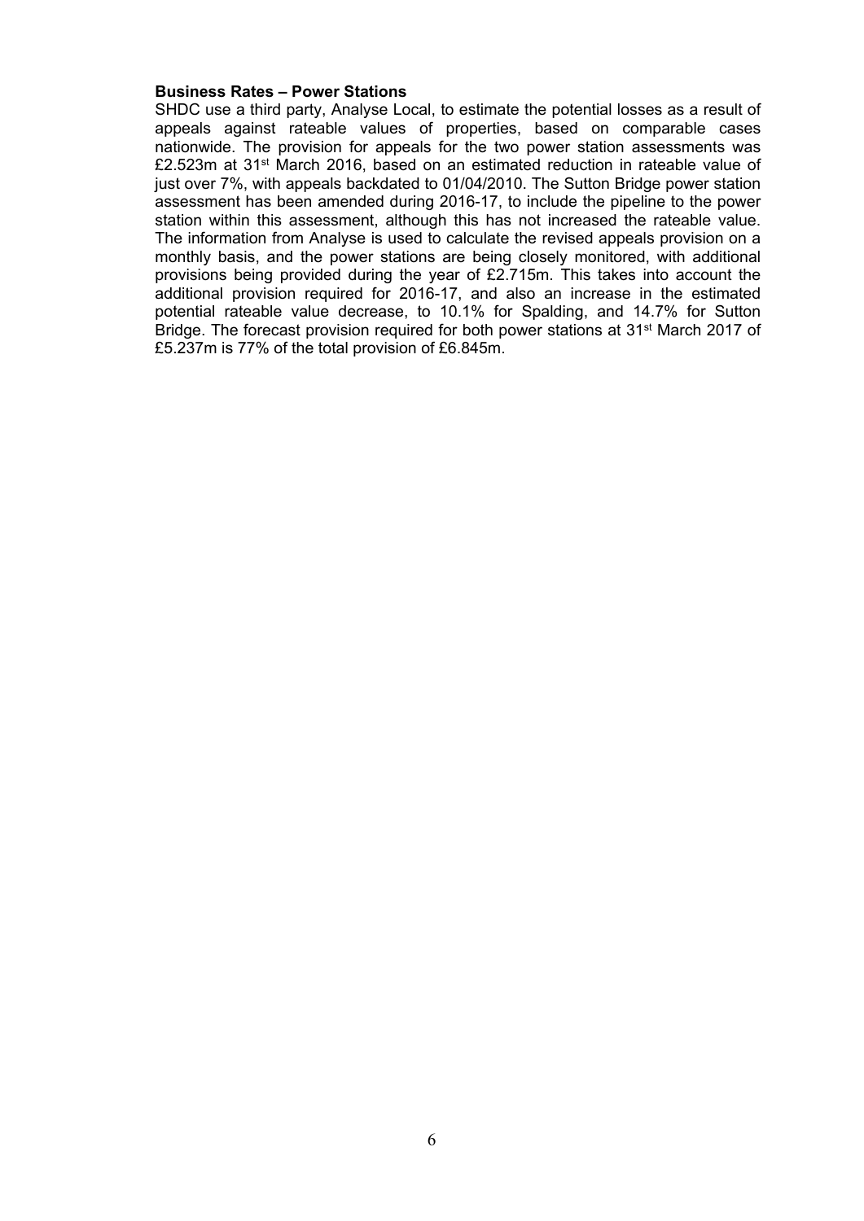**Business Rates – Power Stations**

SHDC use a third party, Analyse Local, to estimate the potential losses as a result of appeals against rateable values of properties, based on comparable cases nationwide. The provision for appeals for the two power station assessments was £2.523m at 31st March 2016, based on an estimated reduction in rateable value of just over 7%, with appeals backdated to 01/04/2010. The Sutton Bridge power station assessment has been amended during 2016-17, to include the pipeline to the power station within this assessment, although this has not increased the rateable value. The information from Analyse is used to calculate the revised appeals provision on a monthly basis, and the power stations are being closely monitored, with additional provisions being provided during the year of £2.715m. This takes into account the additional provision required for 2016-17, and also an increase in the estimated potential rateable value decrease, to 10.1% for Spalding, and 14.7% for Sutton Bridge. The forecast provision required for both power stations at 31st March 2017 of £5.237m is 77% of the total provision of £6.845m.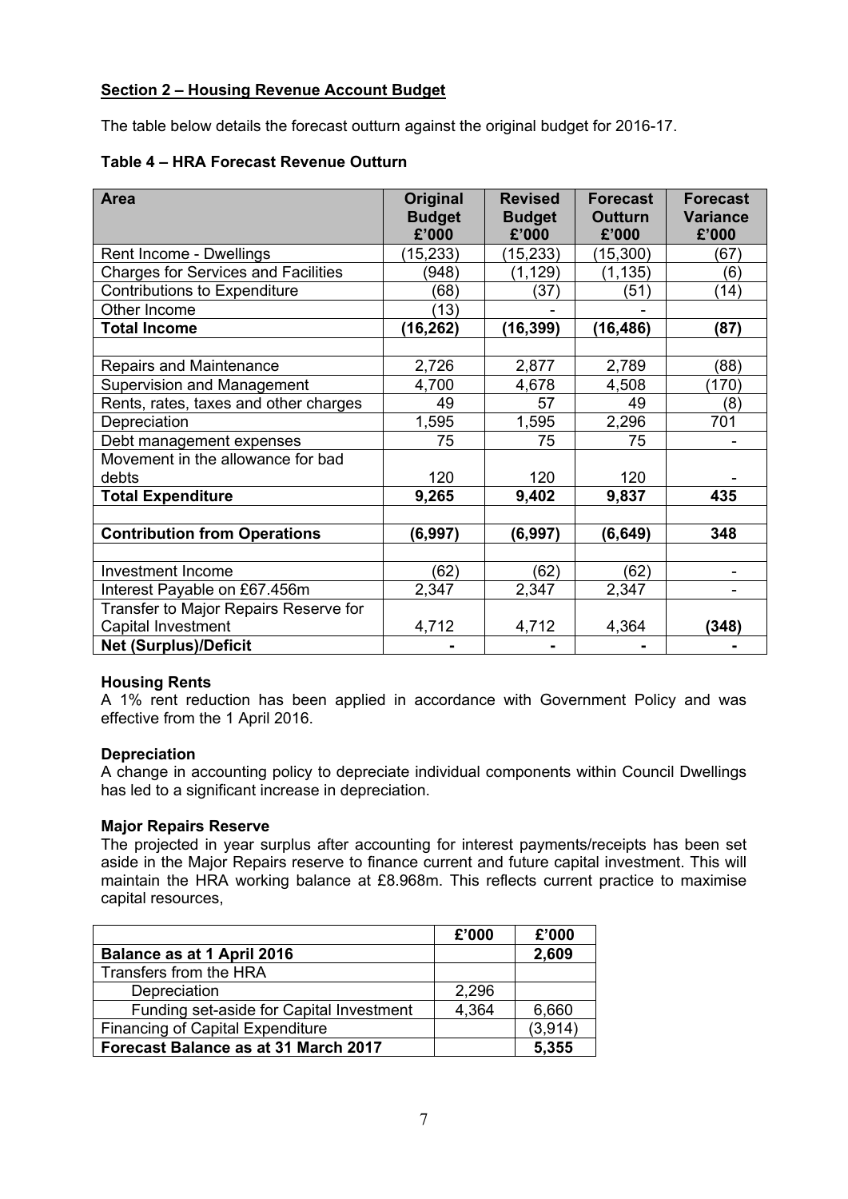**Section 2 – Housing Revenue Account Budget**

The table below details the forecast outturn against the original budget for 2016-17.

**Table 4 – HRA Forecast Revenue Outturn**

| Area | Original Budget £'000 | Revised Budget £'000 | Forecast Outturn £'000 | Forecast Variance £'000 |
|---|---|---|---|---|
| Rent Income - Dwellings | (15,233) | (15,233) | (15,300) | (67) |
| Charges for Services and Facilities | (948) | (1,129) | (1,135) | (6) |
| Contributions to Expenditure | (68) | (37) | (51) | (14) |
| Other Income | (13) | - | - | |
| **Total Income** | **(16,262)** | **(16,399)** | **(16,486)** | **(87)** |
| | | | | |
| Repairs and Maintenance | 2,726 | 2,877 | 2,789 | (88) |
| Supervision and Management | 4,700 | 4,678 | 4,508 | (170) |
| Rents, rates, taxes and other charges | 49 | 57 | 49 | (8) |
| Depreciation | 1,595 | 1,595 | 2,296 | 701 |
| Debt management expenses | 75 | 75 | 75 | - |
| Movement in the allowance for bad debts | 120 | 120 | 120 | - |
| **Total Expenditure** | **9,265** | **9,402** | **9,837** | **435** |
| | | | | |
| **Contribution from Operations** | **(6,997)** | **(6,997)** | **(6,649)** | **348** |
| | | | | |
| Investment Income | (62) | (62) | (62) | - |
| Interest Payable on £67.456m | 2,347 | 2,347 | 2,347 | - |
| Transfer to Major Repairs Reserve for Capital Investment | 4,712 | 4,712 | 4,364 | **(348)** |
| **Net (Surplus)/Deficit** | **-** | **-** | **-** | **-** |

**Housing Rents**
A 1% rent reduction has been applied in accordance with Government Policy and was effective from the 1 April 2016.

**Depreciation**
A change in accounting policy to depreciate individual components within Council Dwellings has led to a significant increase in depreciation.

**Major Repairs Reserve**
The projected in year surplus after accounting for interest payments/receipts has been set aside in the Major Repairs reserve to finance current and future capital investment. This will maintain the HRA working balance at £8.968m. This reflects current practice to maximise capital resources,

| | £'000 | £'000 |
|---|---|---|
| **Balance as at 1 April 2016** | | **2,609** |
| Transfers from the HRA | | |
| Depreciation | 2,296 | |
| Funding set-aside for Capital Investment | 4,364 | 6,660 |
| Financing of Capital Expenditure | | (3,914) |
| **Forecast Balance as at 31 March 2017** | | **5,355** |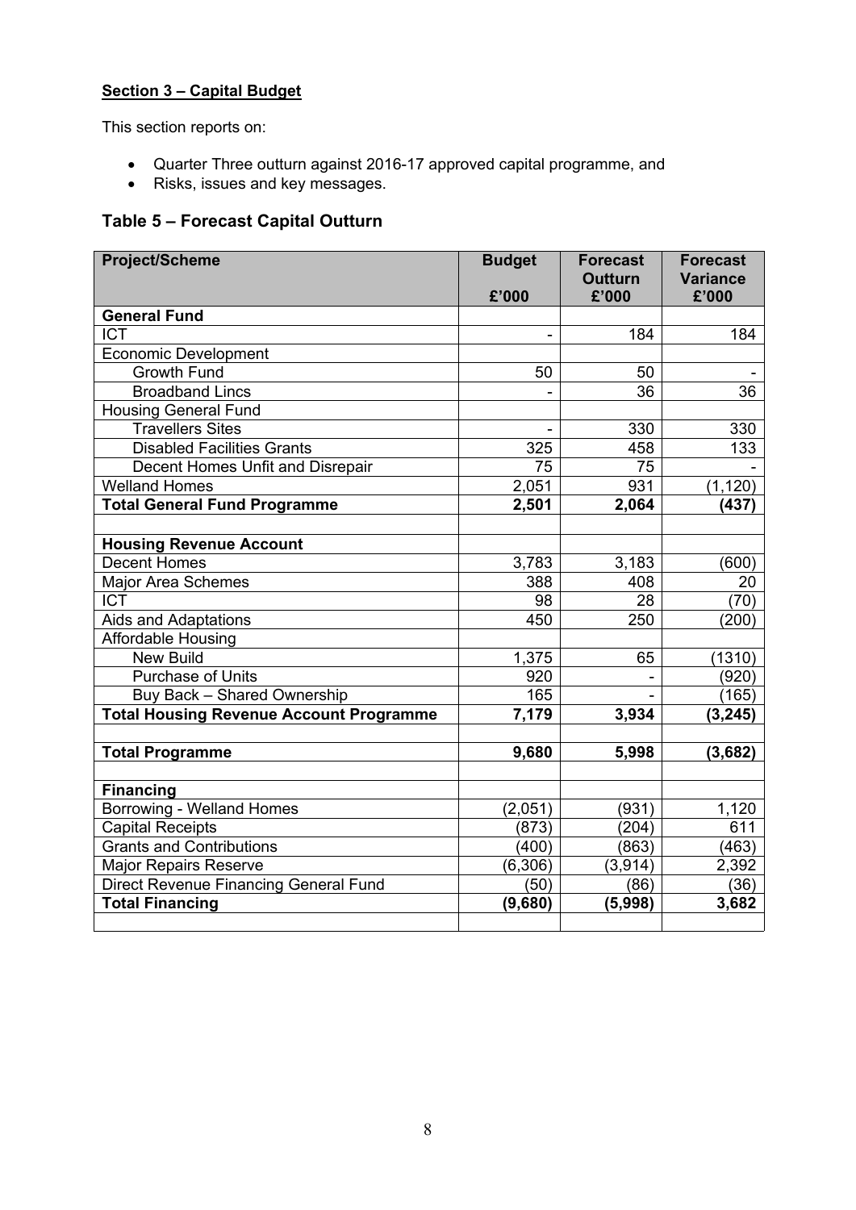**Section 3 – Capital Budget**

This section reports on:

- Quarter Three outturn against 2016-17 approved capital programme, and
- Risks, issues and key messages.

### Table 5 – Forecast Capital Outturn

| Project/Scheme | Budget £'000 | Forecast Outturn £'000 | Forecast Variance £'000 |
|---|---|---|---|
| **General Fund** | | | |
| ICT | - | 184 | 184 |
| Economic Development | | | |
| Growth Fund | 50 | 50 | - |
| Broadband Lincs | - | 36 | 36 |
| Housing General Fund | | | |
| Travellers Sites | - | 330 | 330 |
| Disabled Facilities Grants | 325 | 458 | 133 |
| Decent Homes Unfit and Disrepair | 75 | 75 | - |
| Welland Homes | 2,051 | 931 | (1,120) |
| **Total General Fund Programme** | **2,501** | **2,064** | **(437)** |
| | | | |
| **Housing Revenue Account** | | | |
| Decent Homes | 3,783 | 3,183 | (600) |
| Major Area Schemes | 388 | 408 | 20 |
| ICT | 98 | 28 | (70) |
| Aids and Adaptations | 450 | 250 | (200) |
| Affordable Housing | | | |
| New Build | 1,375 | 65 | (1310) |
| Purchase of Units | 920 | - | (920) |
| Buy Back – Shared Ownership | 165 | - | (165) |
| **Total Housing Revenue Account Programme** | **7,179** | **3,934** | **(3,245)** |
| | | | |
| **Total Programme** | **9,680** | **5,998** | **(3,682)** |
| | | | |
| **Financing** | | | |
| Borrowing - Welland Homes | (2,051) | (931) | 1,120 |
| Capital Receipts | (873) | (204) | 611 |
| Grants and Contributions | (400) | (863) | (463) |
| Major Repairs Reserve | (6,306) | (3,914) | 2,392 |
| Direct Revenue Financing General Fund | (50) | (86) | (36) |
| **Total Financing** | **(9,680)** | **(5,998)** | **3,682** |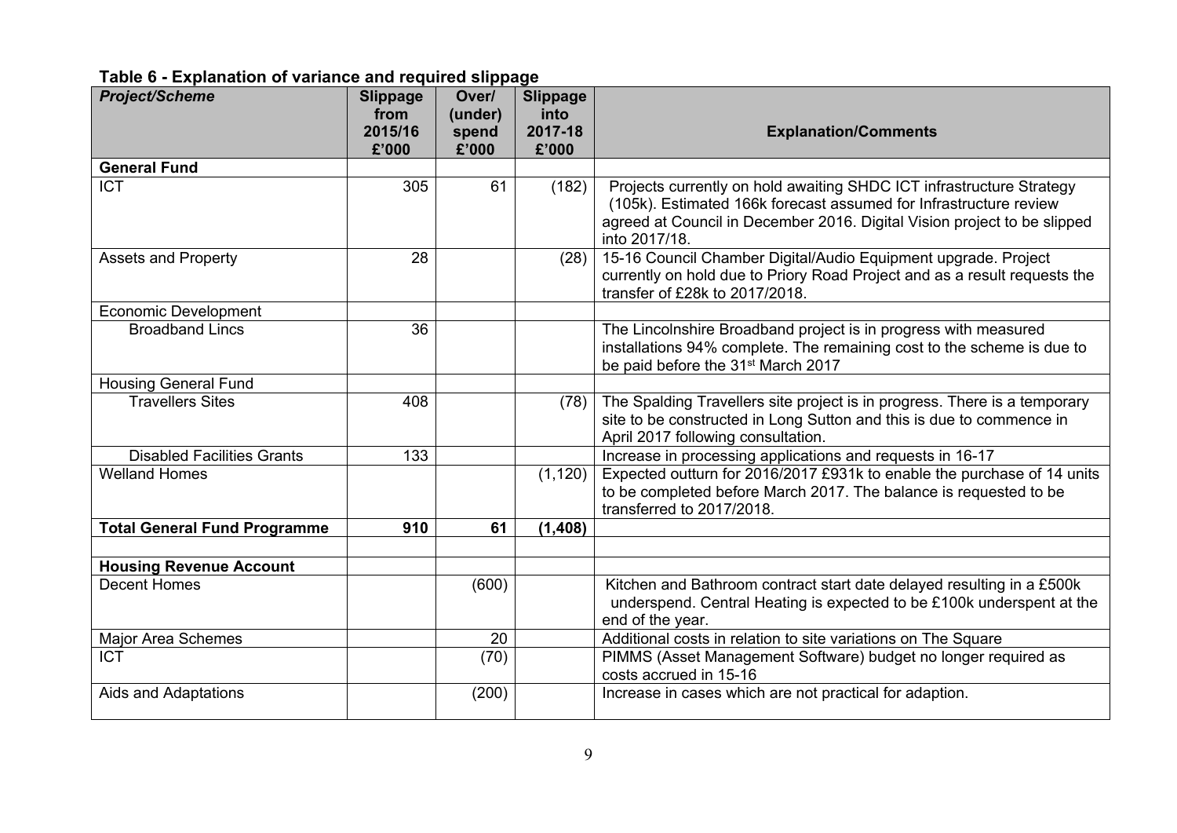**Table 6 - Explanation of variance and required slippage**

| *Project/Scheme* | Slippage from 2015/16 £'000 | Over/ (under) spend £'000 | Slippage into 2017-18 £'000 | Explanation/Comments |
|---|---|---|---|---|
| **General Fund** | | | | |
| ICT | 305 | 61 | (182) | Projects currently on hold awaiting SHDC ICT infrastructure Strategy (105k). Estimated 166k forecast assumed for Infrastructure review agreed at Council in December 2016. Digital Vision project to be slipped into 2017/18. |
| Assets and Property | 28 | | (28) | 15-16 Council Chamber Digital/Audio Equipment upgrade. Project currently on hold due to Priory Road Project and as a result requests the transfer of £28k to 2017/2018. |
| Economic Development | | | | |
| Broadband Lincs | 36 | | | The Lincolnshire Broadband project is in progress with measured installations 94% complete. The remaining cost to the scheme is due to be paid before the 31st March 2017 |
| Housing General Fund | | | | |
| Travellers Sites | 408 | | (78) | The Spalding Travellers site project is in progress. There is a temporary site to be constructed in Long Sutton and this is due to commence in April 2017 following consultation. |
| Disabled Facilities Grants | 133 | | | Increase in processing applications and requests in 16-17 |
| Welland Homes | | | (1,120) | Expected outturn for 2016/2017 £931k to enable the purchase of 14 units to be completed before March 2017. The balance is requested to be transferred to 2017/2018. |
| **Total General Fund Programme** | **910** | **61** | **(1,408)** | |
| | | | | |
| **Housing Revenue Account** | | | | |
| Decent Homes | | (600) | | Kitchen and Bathroom contract start date delayed resulting in a £500k underspend. Central Heating is expected to be £100k underspent at the end of the year. |
| Major Area Schemes | | 20 | | Additional costs in relation to site variations on The Square |
| ICT | | (70) | | PIMMS (Asset Management Software) budget no longer required as costs accrued in 15-16 |
| Aids and Adaptations | | (200) | | Increase in cases which are not practical for adaption. |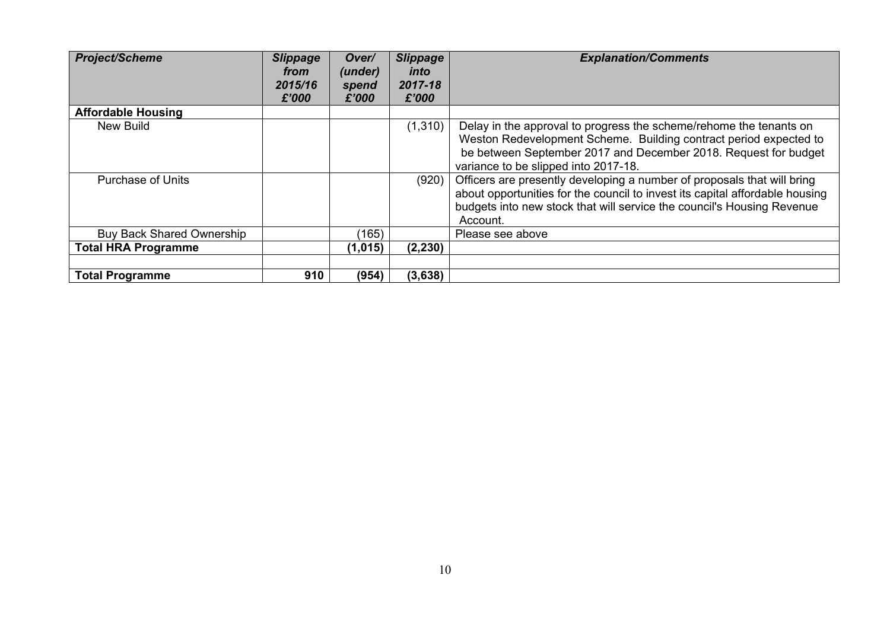| *Project/Scheme* | *Slippage from 2015/16 £'000* | *Over/ (under) spend £'000* | *Slippage into 2017-18 £'000* | *Explanation/Comments* |
|---|---|---|---|---|
| **Affordable Housing** | | | | |
| New Build | | | (1,310) | Delay in the approval to progress the scheme/rehome the tenants on Weston Redevelopment Scheme. Building contract period expected to be between September 2017 and December 2018. Request for budget variance to be slipped into 2017-18. |
| Purchase of Units | | | (920) | Officers are presently developing a number of proposals that will bring about opportunities for the council to invest its capital affordable housing budgets into new stock that will service the council's Housing Revenue Account. |
| Buy Back Shared Ownership | | (165) | | Please see above |
| **Total HRA Programme** | | **(1,015)** | **(2,230)** | |
| | | | | |
| **Total Programme** | **910** | **(954)** | **(3,638)** | |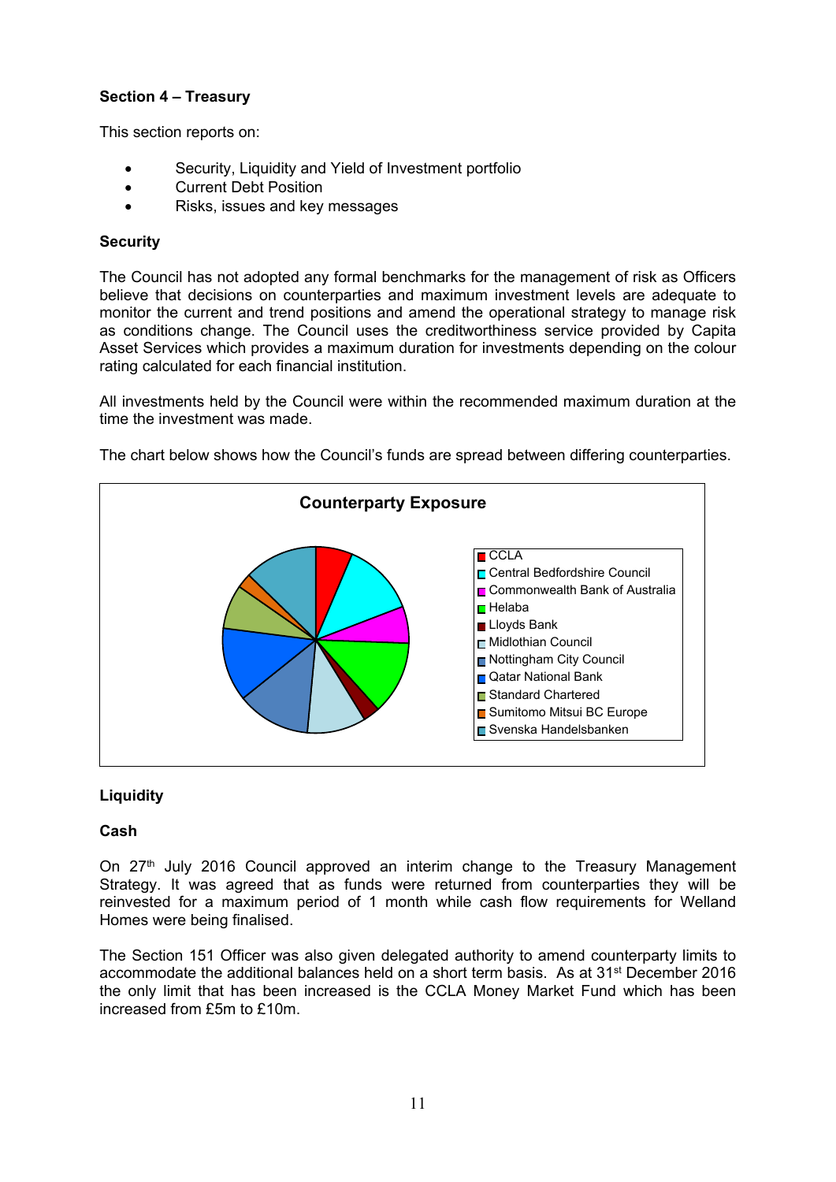**Section 4 – Treasury**

This section reports on:

- Security, Liquidity and Yield of Investment portfolio
- Current Debt Position
- Risks, issues and key messages

**Security**

The Council has not adopted any formal benchmarks for the management of risk as Officers believe that decisions on counterparties and maximum investment levels are adequate to monitor the current and trend positions and amend the operational strategy to manage risk as conditions change. The Council uses the creditworthiness service provided by Capita Asset Services which provides a maximum duration for investments depending on the colour rating calculated for each financial institution.

All investments held by the Council were within the recommended maximum duration at the time the investment was made.

The chart below shows how the Council's funds are spread between differing counterparties.

**Counterparty Exposure**

- CCLA
- Central Bedfordshire Council
- Commonwealth Bank of Australia
- Helaba
- Lloyds Bank
- Midlothian Council
- Nottingham City Council
- Qatar National Bank
- Standard Chartered
- Sumitomo Mitsui BC Europe
- Svenska Handelsbanken

**Liquidity**

**Cash**

On 27th July 2016 Council approved an interim change to the Treasury Management Strategy. It was agreed that as funds were returned from counterparties they will be reinvested for a maximum period of 1 month while cash flow requirements for Welland Homes were being finalised.

The Section 151 Officer was also given delegated authority to amend counterparty limits to accommodate the additional balances held on a short term basis. As at 31st December 2016 the only limit that has been increased is the CCLA Money Market Fund which has been increased from £5m to £10m.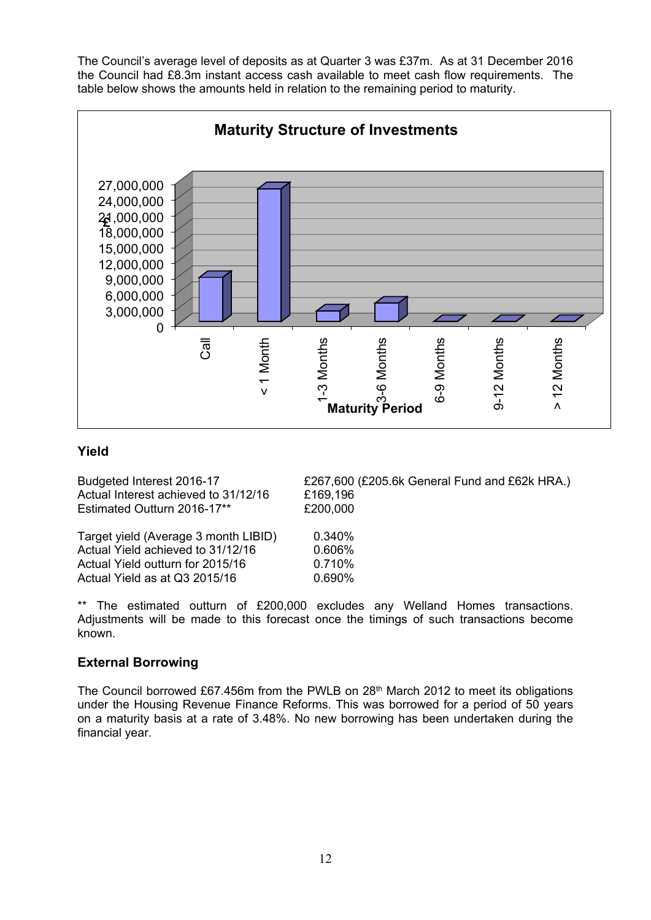The Council's average level of deposits as at Quarter 3 was £37m. As at 31 December 2016 the Council had £8.3m instant access cash available to meet cash flow requirements. The table below shows the amounts held in relation to the remaining period to maturity.

**Maturity Structure of Investments**

£

27,000,000
24,000,000
21,000,000
18,000,000
15,000,000
12,000,000
9,000,000
6,000,000
3,000,000
0

Call
< 1 Month
1-3 Months
3-6 Months
6-9 Months
9-12 Months
> 12 Months

Maturity Period

## Yield

| | |
|---|---|
| Budgeted Interest 2016-17 | £267,600 (£205.6k General Fund and £62k HRA.) |
| Actual Interest achieved to 31/12/16 | £169,196 |
| Estimated Outturn 2016-17** | £200,000 |
| | |
| Target yield (Average 3 month LIBID) | 0.340% |
| Actual Yield achieved to 31/12/16 | 0.606% |
| Actual Yield outturn for 2015/16 | 0.710% |
| Actual Yield as at Q3 2015/16 | 0.690% |

** The estimated outturn of £200,000 excludes any Welland Homes transactions. Adjustments will be made to this forecast once the timings of such transactions become known.

## External Borrowing

The Council borrowed £67.456m from the PWLB on 28th March 2012 to meet its obligations under the Housing Revenue Finance Reforms. This was borrowed for a period of 50 years on a maturity basis at a rate of 3.48%. No new borrowing has been undertaken during the financial year.